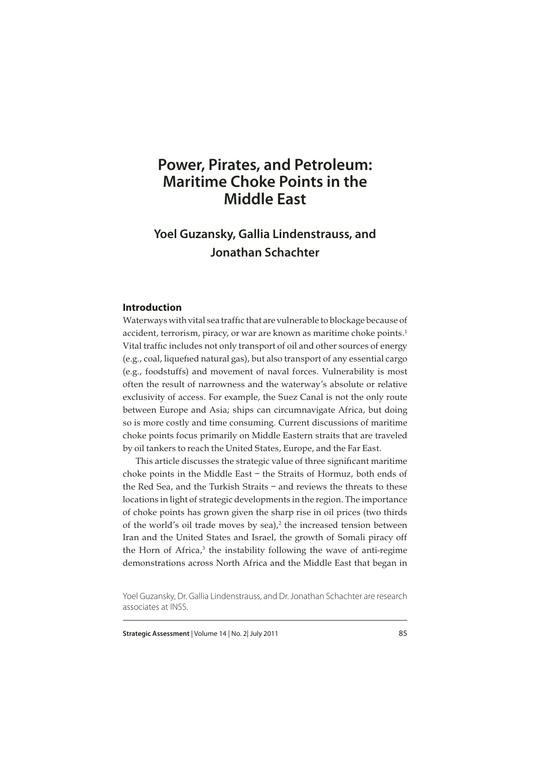# Power, Pirates, and Petroleum: Maritime Choke Points in the Middle East

## Yoel Guzansky, Gallia Lindenstrauss, and Jonathan Schachter

### Introduction

Waterways with vital sea traffic that are vulnerable to blockage because of accident, terrorism, piracy, or war are known as maritime choke points.[1] Vital traffic includes not only transport of oil and other sources of energy (e.g., coal, liquefied natural gas), but also transport of any essential cargo (e.g., foodstuffs) and movement of naval forces. Vulnerability is most often the result of narrowness and the waterway's absolute or relative exclusivity of access. For example, the Suez Canal is not the only route between Europe and Asia; ships can circumnavigate Africa, but doing so is more costly and time consuming. Current discussions of maritime choke points focus primarily on Middle Eastern straits that are traveled by oil tankers to reach the United States, Europe, and the Far East.

This article discusses the strategic value of three significant maritime choke points in the Middle East – the Straits of Hormuz, both ends of the Red Sea, and the Turkish Straits – and reviews the threats to these locations in light of strategic developments in the region. The importance of choke points has grown given the sharp rise in oil prices (two thirds of the world's oil trade moves by sea),[2] the increased tension between Iran and the United States and Israel, the growth of Somali piracy off the Horn of Africa,[3] the instability following the wave of anti-regime demonstrations across North Africa and the Middle East that began in

Yoel Guzansky, Dr. Gallia Lindenstrauss, and Dr. Jonathan Schachter are research associates at INSS.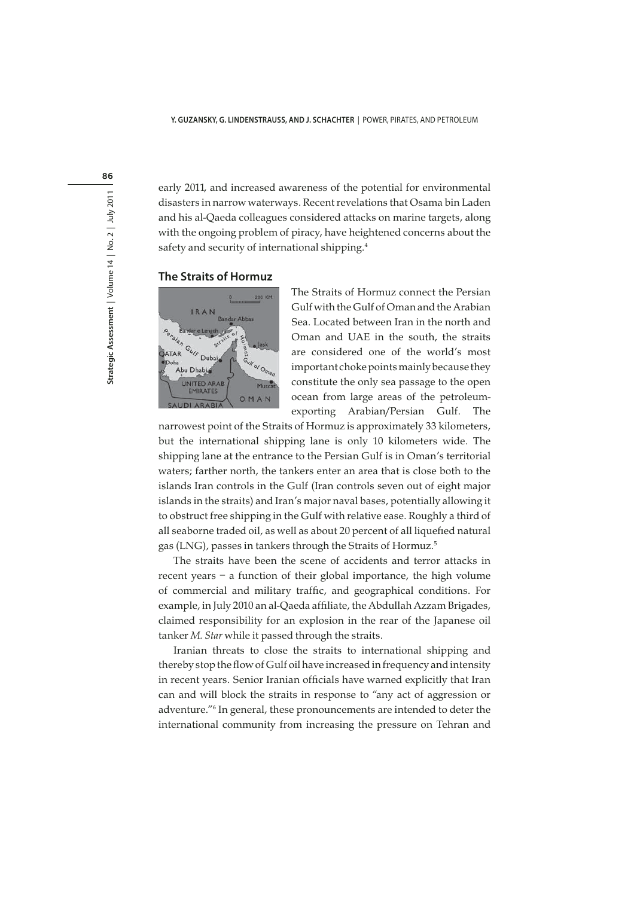early 2011, and increased awareness of the potential for environmental disasters in narrow waterways. Recent revelations that Osama bin Laden and his al-Qaeda colleagues considered attacks on marine targets, along with the ongoing problem of piracy, have heightened concerns about the safety and security of international shipping.[4]

## The Straits of Hormuz

The Straits of Hormuz connect the Persian Gulf with the Gulf of Oman and the Arabian Sea. Located between Iran in the north and Oman and UAE in the south, the straits are considered one of the world's most important choke points mainly because they constitute the only sea passage to the open ocean from large areas of the petroleum-exporting Arabian/Persian Gulf. The narrowest point of the Straits of Hormuz is approximately 33 kilometers, but the international shipping lane is only 10 kilometers wide. The shipping lane at the entrance to the Persian Gulf is in Oman's territorial waters; farther north, the tankers enter an area that is close both to the islands Iran controls in the Gulf (Iran controls seven out of eight major islands in the straits) and Iran's major naval bases, potentially allowing it to obstruct free shipping in the Gulf with relative ease. Roughly a third of all seaborne traded oil, as well as about 20 percent of all liquefied natural gas (LNG), passes in tankers through the Straits of Hormuz.[5]

The straits have been the scene of accidents and terror attacks in recent years – a function of their global importance, the high volume of commercial and military traffic, and geographical conditions. For example, in July 2010 an al-Qaeda affiliate, the Abdullah Azzam Brigades, claimed responsibility for an explosion in the rear of the Japanese oil tanker *M. Star* while it passed through the straits.

Iranian threats to close the straits to international shipping and thereby stop the flow of Gulf oil have increased in frequency and intensity in recent years. Senior Iranian officials have warned explicitly that Iran can and will block the straits in response to "any act of aggression or adventure."[6] In general, these pronouncements are intended to deter the international community from increasing the pressure on Tehran and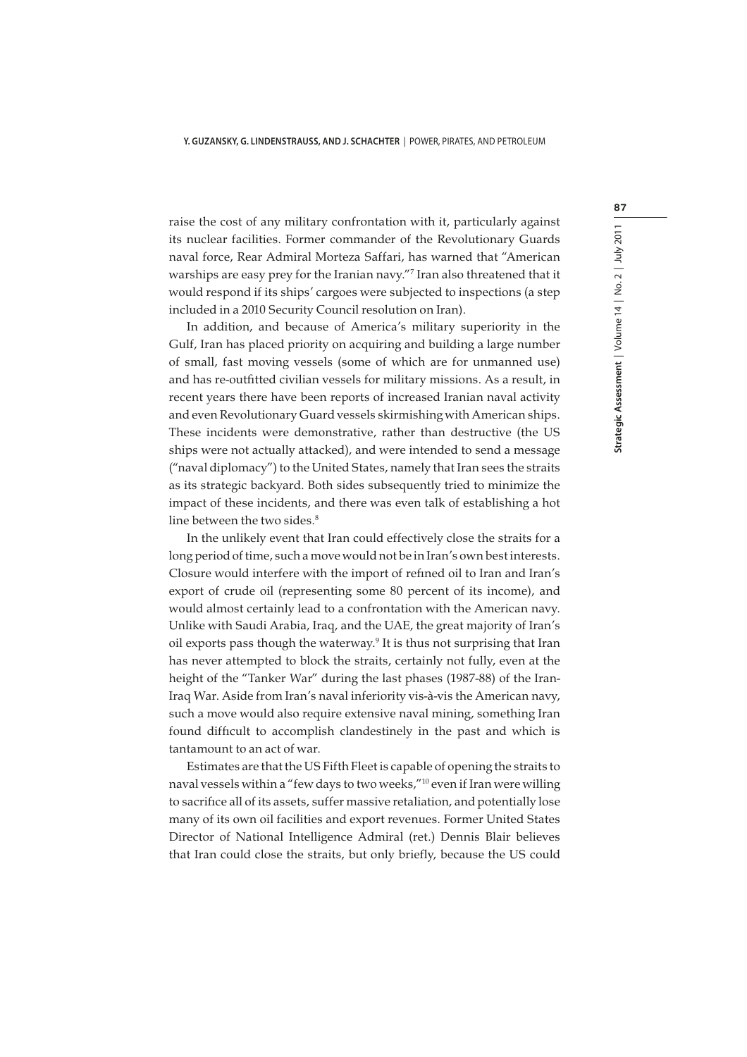raise the cost of any military confrontation with it, particularly against its nuclear facilities. Former commander of the Revolutionary Guards naval force, Rear Admiral Morteza Saffari, has warned that "American warships are easy prey for the Iranian navy."[7] Iran also threatened that it would respond if its ships' cargoes were subjected to inspections (a step included in a 2010 Security Council resolution on Iran).

In addition, and because of America's military superiority in the Gulf, Iran has placed priority on acquiring and building a large number of small, fast moving vessels (some of which are for unmanned use) and has re-outfitted civilian vessels for military missions. As a result, in recent years there have been reports of increased Iranian naval activity and even Revolutionary Guard vessels skirmishing with American ships. These incidents were demonstrative, rather than destructive (the US ships were not actually attacked), and were intended to send a message ("naval diplomacy") to the United States, namely that Iran sees the straits as its strategic backyard. Both sides subsequently tried to minimize the impact of these incidents, and there was even talk of establishing a hot line between the two sides.[8]

In the unlikely event that Iran could effectively close the straits for a long period of time, such a move would not be in Iran's own best interests. Closure would interfere with the import of refined oil to Iran and Iran's export of crude oil (representing some 80 percent of its income), and would almost certainly lead to a confrontation with the American navy. Unlike with Saudi Arabia, Iraq, and the UAE, the great majority of Iran's oil exports pass though the waterway.[9] It is thus not surprising that Iran has never attempted to block the straits, certainly not fully, even at the height of the "Tanker War" during the last phases (1987-88) of the Iran-Iraq War. Aside from Iran's naval inferiority vis-à-vis the American navy, such a move would also require extensive naval mining, something Iran found difficult to accomplish clandestinely in the past and which is tantamount to an act of war.

Estimates are that the US Fifth Fleet is capable of opening the straits to naval vessels within a "few days to two weeks,"[10] even if Iran were willing to sacrifice all of its assets, suffer massive retaliation, and potentially lose many of its own oil facilities and export revenues. Former United States Director of National Intelligence Admiral (ret.) Dennis Blair believes that Iran could close the straits, but only briefly, because the US could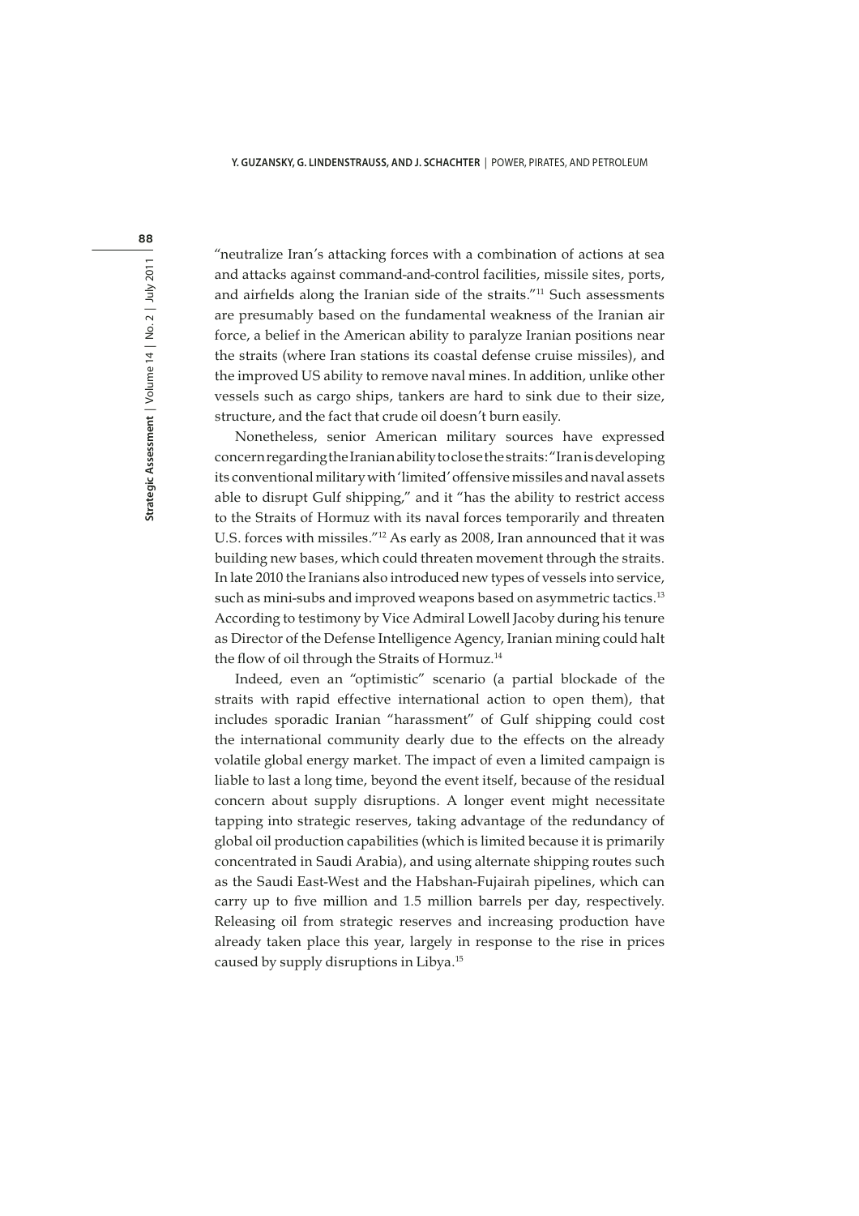"neutralize Iran's attacking forces with a combination of actions at sea and attacks against command-and-control facilities, missile sites, ports, and airfields along the Iranian side of the straits."[11] Such assessments are presumably based on the fundamental weakness of the Iranian air force, a belief in the American ability to paralyze Iranian positions near the straits (where Iran stations its coastal defense cruise missiles), and the improved US ability to remove naval mines. In addition, unlike other vessels such as cargo ships, tankers are hard to sink due to their size, structure, and the fact that crude oil doesn't burn easily.

Nonetheless, senior American military sources have expressed concern regarding the Iranian ability to close the straits: "Iran is developing its conventional military with 'limited' offensive missiles and naval assets able to disrupt Gulf shipping," and it "has the ability to restrict access to the Straits of Hormuz with its naval forces temporarily and threaten U.S. forces with missiles."[12] As early as 2008, Iran announced that it was building new bases, which could threaten movement through the straits. In late 2010 the Iranians also introduced new types of vessels into service, such as mini-subs and improved weapons based on asymmetric tactics.[13] According to testimony by Vice Admiral Lowell Jacoby during his tenure as Director of the Defense Intelligence Agency, Iranian mining could halt the flow of oil through the Straits of Hormuz.[14]

Indeed, even an "optimistic" scenario (a partial blockade of the straits with rapid effective international action to open them), that includes sporadic Iranian "harassment" of Gulf shipping could cost the international community dearly due to the effects on the already volatile global energy market. The impact of even a limited campaign is liable to last a long time, beyond the event itself, because of the residual concern about supply disruptions. A longer event might necessitate tapping into strategic reserves, taking advantage of the redundancy of global oil production capabilities (which is limited because it is primarily concentrated in Saudi Arabia), and using alternate shipping routes such as the Saudi East-West and the Habshan-Fujairah pipelines, which can carry up to five million and 1.5 million barrels per day, respectively. Releasing oil from strategic reserves and increasing production have already taken place this year, largely in response to the rise in prices caused by supply disruptions in Libya.[15]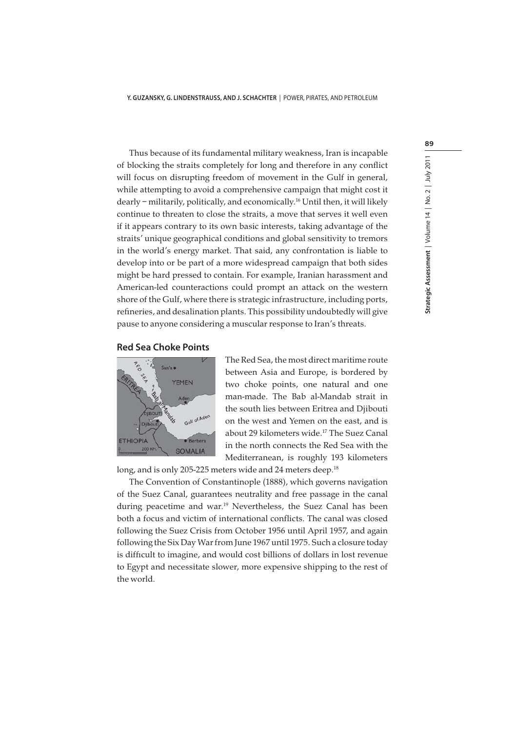Thus because of its fundamental military weakness, Iran is incapable of blocking the straits completely for long and therefore in any conflict will focus on disrupting freedom of movement in the Gulf in general, while attempting to avoid a comprehensive campaign that might cost it dearly – militarily, politically, and economically.[16] Until then, it will likely continue to threaten to close the straits, a move that serves it well even if it appears contrary to its own basic interests, taking advantage of the straits' unique geographical conditions and global sensitivity to tremors in the world's energy market. That said, any confrontation is liable to develop into or be part of a more widespread campaign that both sides might be hard pressed to contain. For example, Iranian harassment and American-led counteractions could prompt an attack on the western shore of the Gulf, where there is strategic infrastructure, including ports, refineries, and desalination plants. This possibility undoubtedly will give pause to anyone considering a muscular response to Iran's threats.

## Red Sea Choke Points

The Red Sea, the most direct maritime route between Asia and Europe, is bordered by two choke points, one natural and one man-made. The Bab al-Mandab strait in the south lies between Eritrea and Djibouti on the west and Yemen on the east, and is about 29 kilometers wide.[17] The Suez Canal in the north connects the Red Sea with the Mediterranean, is roughly 193 kilometers long, and is only 205-225 meters wide and 24 meters deep.[18]

The Convention of Constantinople (1888), which governs navigation of the Suez Canal, guarantees neutrality and free passage in the canal during peacetime and war.[19] Nevertheless, the Suez Canal has been both a focus and victim of international conflicts. The canal was closed following the Suez Crisis from October 1956 until April 1957, and again following the Six Day War from June 1967 until 1975. Such a closure today is difficult to imagine, and would cost billions of dollars in lost revenue to Egypt and necessitate slower, more expensive shipping to the rest of the world.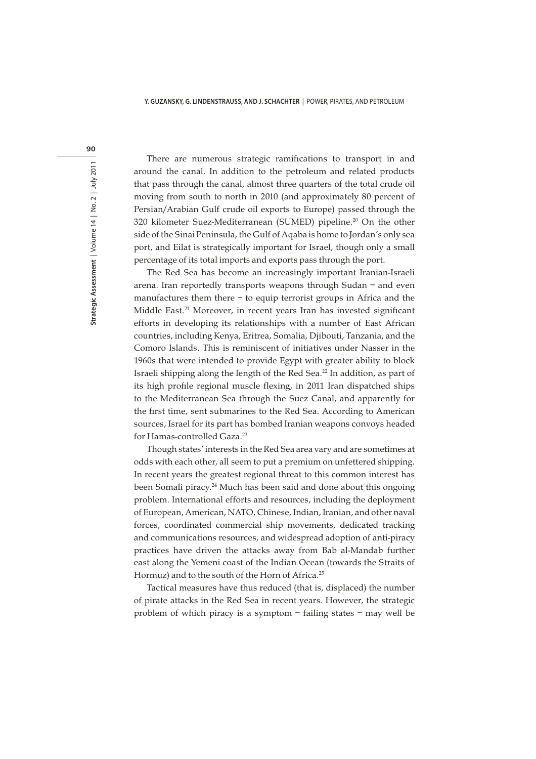There are numerous strategic ramifications to transport in and around the canal. In addition to the petroleum and related products that pass through the canal, almost three quarters of the total crude oil moving from south to north in 2010 (and approximately 80 percent of Persian/Arabian Gulf crude oil exports to Europe) passed through the 320 kilometer Suez-Mediterranean (SUMED) pipeline.[20] On the other side of the Sinai Peninsula, the Gulf of Aqaba is home to Jordan's only sea port, and Eilat is strategically important for Israel, though only a small percentage of its total imports and exports pass through the port.

The Red Sea has become an increasingly important Iranian-Israeli arena. Iran reportedly transports weapons through Sudan – and even manufactures them there – to equip terrorist groups in Africa and the Middle East.[21] Moreover, in recent years Iran has invested significant efforts in developing its relationships with a number of East African countries, including Kenya, Eritrea, Somalia, Djibouti, Tanzania, and the Comoro Islands. This is reminiscent of initiatives under Nasser in the 1960s that were intended to provide Egypt with greater ability to block Israeli shipping along the length of the Red Sea.[22] In addition, as part of its high profile regional muscle flexing, in 2011 Iran dispatched ships to the Mediterranean Sea through the Suez Canal, and apparently for the first time, sent submarines to the Red Sea. According to American sources, Israel for its part has bombed Iranian weapons convoys headed for Hamas-controlled Gaza.[23]

Though states' interests in the Red Sea area vary and are sometimes at odds with each other, all seem to put a premium on unfettered shipping. In recent years the greatest regional threat to this common interest has been Somali piracy.[24] Much has been said and done about this ongoing problem. International efforts and resources, including the deployment of European, American, NATO, Chinese, Indian, Iranian, and other naval forces, coordinated commercial ship movements, dedicated tracking and communications resources, and widespread adoption of anti-piracy practices have driven the attacks away from Bab al-Mandab further east along the Yemeni coast of the Indian Ocean (towards the Straits of Hormuz) and to the south of the Horn of Africa.[25]

Tactical measures have thus reduced (that is, displaced) the number of pirate attacks in the Red Sea in recent years. However, the strategic problem of which piracy is a symptom – failing states – may well be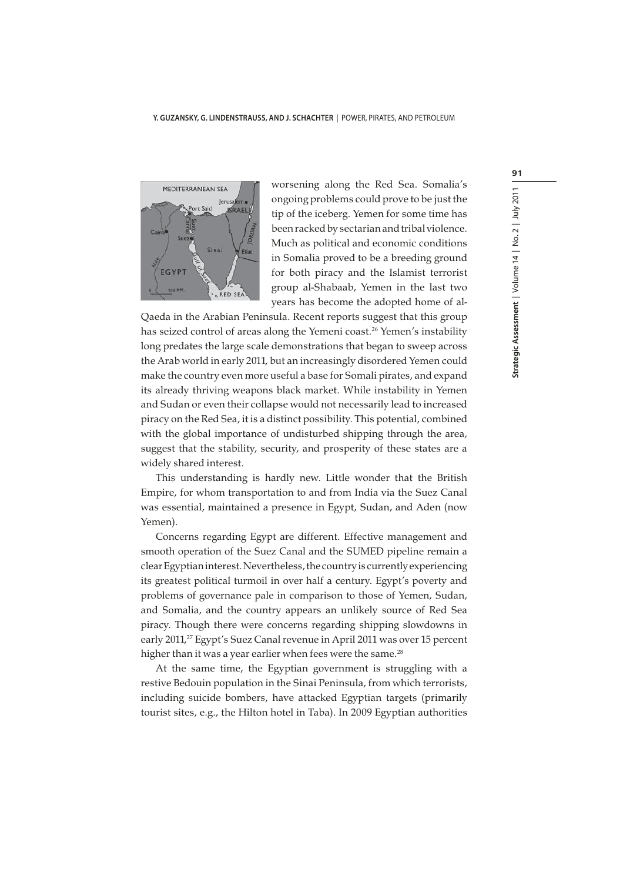worsening along the Red Sea. Somalia's ongoing problems could prove to be just the tip of the iceberg. Yemen for some time has been racked by sectarian and tribal violence. Much as political and economic conditions in Somalia proved to be a breeding ground for both piracy and the Islamist terrorist group al-Shabaab, Yemen in the last two years has become the adopted home of al-Qaeda in the Arabian Peninsula. Recent reports suggest that this group has seized control of areas along the Yemeni coast.[26] Yemen's instability long predates the large scale demonstrations that began to sweep across the Arab world in early 2011, but an increasingly disordered Yemen could make the country even more useful a base for Somali pirates, and expand its already thriving weapons black market. While instability in Yemen and Sudan or even their collapse would not necessarily lead to increased piracy on the Red Sea, it is a distinct possibility. This potential, combined with the global importance of undisturbed shipping through the area, suggest that the stability, security, and prosperity of these states are a widely shared interest.

This understanding is hardly new. Little wonder that the British Empire, for whom transportation to and from India via the Suez Canal was essential, maintained a presence in Egypt, Sudan, and Aden (now Yemen).

Concerns regarding Egypt are different. Effective management and smooth operation of the Suez Canal and the SUMED pipeline remain a clear Egyptian interest. Nevertheless, the country is currently experiencing its greatest political turmoil in over half a century. Egypt's poverty and problems of governance pale in comparison to those of Yemen, Sudan, and Somalia, and the country appears an unlikely source of Red Sea piracy. Though there were concerns regarding shipping slowdowns in early 2011,[27] Egypt's Suez Canal revenue in April 2011 was over 15 percent higher than it was a year earlier when fees were the same.[28]

At the same time, the Egyptian government is struggling with a restive Bedouin population in the Sinai Peninsula, from which terrorists, including suicide bombers, have attacked Egyptian targets (primarily tourist sites, e.g., the Hilton hotel in Taba). In 2009 Egyptian authorities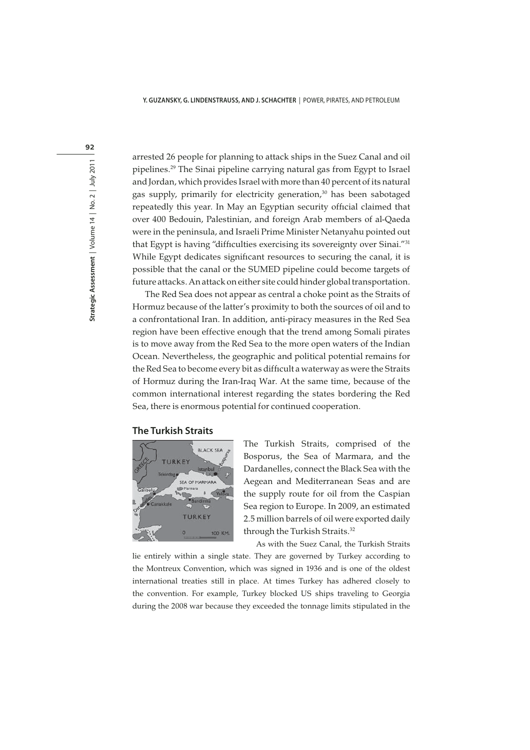arrested 26 people for planning to attack ships in the Suez Canal and oil pipelines.[29] The Sinai pipeline carrying natural gas from Egypt to Israel and Jordan, which provides Israel with more than 40 percent of its natural gas supply, primarily for electricity generation,[30] has been sabotaged repeatedly this year. In May an Egyptian security official claimed that over 400 Bedouin, Palestinian, and foreign Arab members of al-Qaeda were in the peninsula, and Israeli Prime Minister Netanyahu pointed out that Egypt is having "difficulties exercising its sovereignty over Sinai."[31] While Egypt dedicates significant resources to securing the canal, it is possible that the canal or the SUMED pipeline could become targets of future attacks. An attack on either site could hinder global transportation.

The Red Sea does not appear as central a choke point as the Straits of Hormuz because of the latter's proximity to both the sources of oil and to a confrontational Iran. In addition, anti-piracy measures in the Red Sea region have been effective enough that the trend among Somali pirates is to move away from the Red Sea to the more open waters of the Indian Ocean. Nevertheless, the geographic and political potential remains for the Red Sea to become every bit as difficult a waterway as were the Straits of Hormuz during the Iran-Iraq War. At the same time, because of the common international interest regarding the states bordering the Red Sea, there is enormous potential for continued cooperation.

## The Turkish Straits

The Turkish Straits, comprised of the Bosporus, the Sea of Marmara, and the Dardanelles, connect the Black Sea with the Aegean and Mediterranean Seas and are the supply route for oil from the Caspian Sea region to Europe. In 2009, an estimated 2.5 million barrels of oil were exported daily through the Turkish Straits.[32]

As with the Suez Canal, the Turkish Straits lie entirely within a single state. They are governed by Turkey according to the Montreux Convention, which was signed in 1936 and is one of the oldest international treaties still in place. At times Turkey has adhered closely to the convention. For example, Turkey blocked US ships traveling to Georgia during the 2008 war because they exceeded the tonnage limits stipulated in the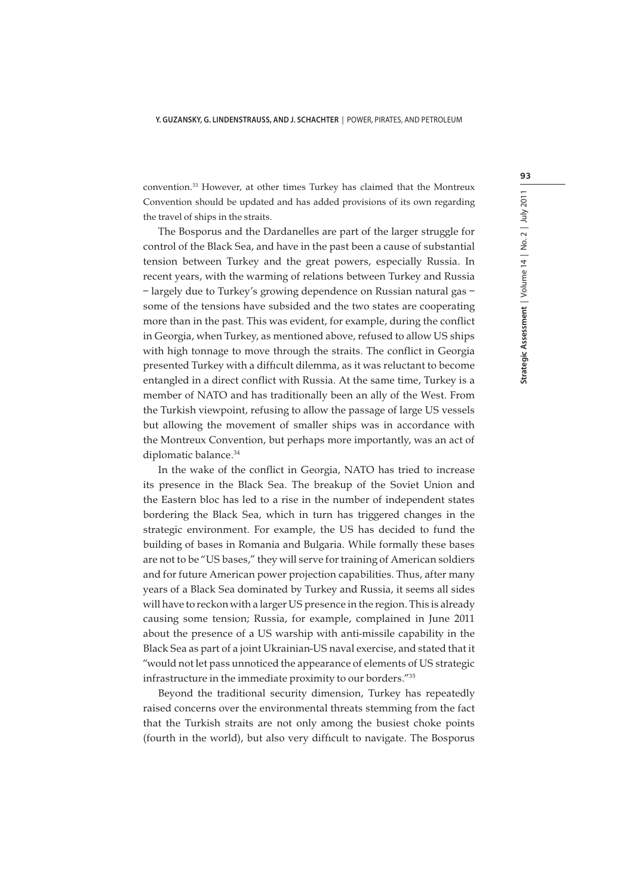convention.[33] However, at other times Turkey has claimed that the Montreux Convention should be updated and has added provisions of its own regarding the travel of ships in the straits.

The Bosporus and the Dardanelles are part of the larger struggle for control of the Black Sea, and have in the past been a cause of substantial tension between Turkey and the great powers, especially Russia. In recent years, with the warming of relations between Turkey and Russia – largely due to Turkey's growing dependence on Russian natural gas – some of the tensions have subsided and the two states are cooperating more than in the past. This was evident, for example, during the conflict in Georgia, when Turkey, as mentioned above, refused to allow US ships with high tonnage to move through the straits. The conflict in Georgia presented Turkey with a difficult dilemma, as it was reluctant to become entangled in a direct conflict with Russia. At the same time, Turkey is a member of NATO and has traditionally been an ally of the West. From the Turkish viewpoint, refusing to allow the passage of large US vessels but allowing the movement of smaller ships was in accordance with the Montreux Convention, but perhaps more importantly, was an act of diplomatic balance.[34]

In the wake of the conflict in Georgia, NATO has tried to increase its presence in the Black Sea. The breakup of the Soviet Union and the Eastern bloc has led to a rise in the number of independent states bordering the Black Sea, which in turn has triggered changes in the strategic environment. For example, the US has decided to fund the building of bases in Romania and Bulgaria. While formally these bases are not to be "US bases," they will serve for training of American soldiers and for future American power projection capabilities. Thus, after many years of a Black Sea dominated by Turkey and Russia, it seems all sides will have to reckon with a larger US presence in the region. This is already causing some tension; Russia, for example, complained in June 2011 about the presence of a US warship with anti-missile capability in the Black Sea as part of a joint Ukrainian-US naval exercise, and stated that it "would not let pass unnoticed the appearance of elements of US strategic infrastructure in the immediate proximity to our borders."[35]

Beyond the traditional security dimension, Turkey has repeatedly raised concerns over the environmental threats stemming from the fact that the Turkish straits are not only among the busiest choke points (fourth in the world), but also very difficult to navigate. The Bosporus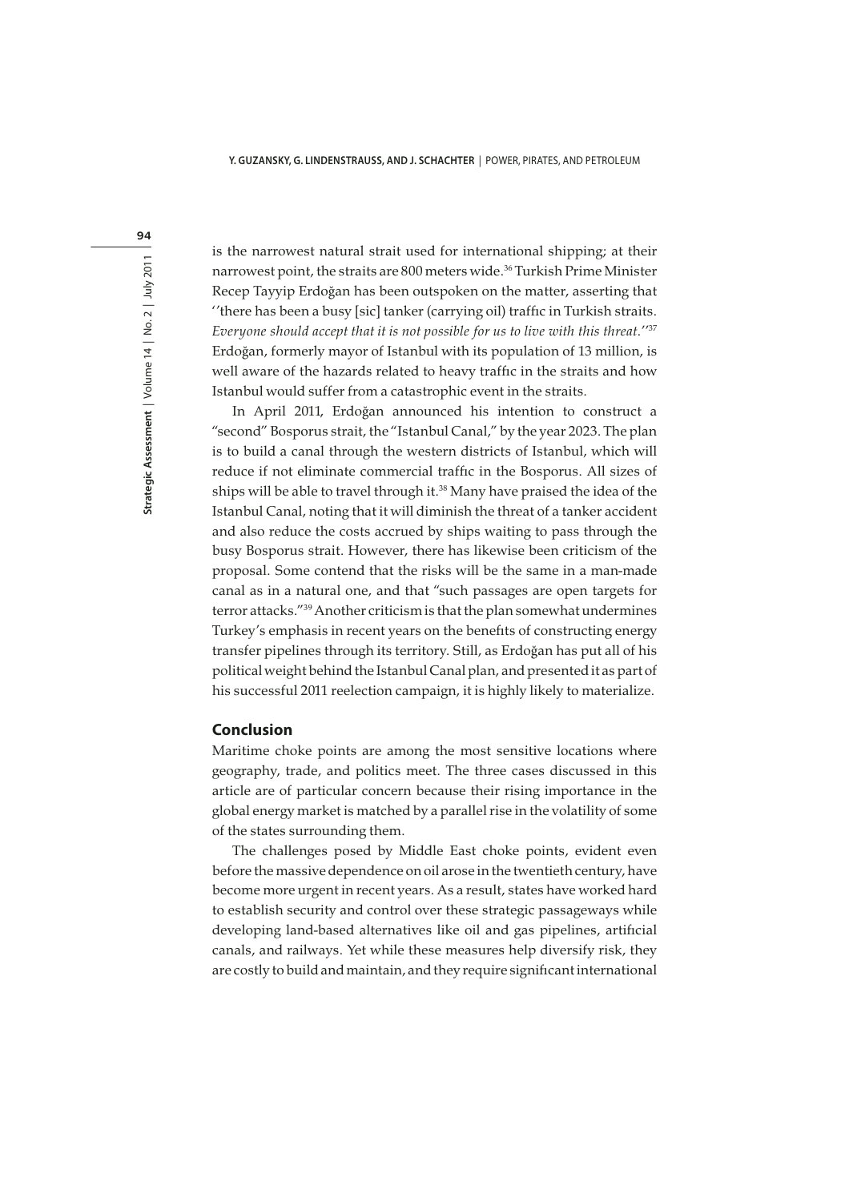is the narrowest natural strait used for international shipping; at their narrowest point, the straits are 800 meters wide.[36] Turkish Prime Minister Recep Tayyip Erdoğan has been outspoken on the matter, asserting that ''there has been a busy [sic] tanker (carrying oil) traffic in Turkish straits. *Everyone should accept that it is not possible for us to live with this threat.*''[37] Erdoğan, formerly mayor of Istanbul with its population of 13 million, is well aware of the hazards related to heavy traffic in the straits and how Istanbul would suffer from a catastrophic event in the straits.

In April 2011, Erdoğan announced his intention to construct a "second" Bosporus strait, the "Istanbul Canal," by the year 2023. The plan is to build a canal through the western districts of Istanbul, which will reduce if not eliminate commercial traffic in the Bosporus. All sizes of ships will be able to travel through it.[38] Many have praised the idea of the Istanbul Canal, noting that it will diminish the threat of a tanker accident and also reduce the costs accrued by ships waiting to pass through the busy Bosporus strait. However, there has likewise been criticism of the proposal. Some contend that the risks will be the same in a man-made canal as in a natural one, and that "such passages are open targets for terror attacks."[39] Another criticism is that the plan somewhat undermines Turkey's emphasis in recent years on the benefits of constructing energy transfer pipelines through its territory. Still, as Erdoğan has put all of his political weight behind the Istanbul Canal plan, and presented it as part of his successful 2011 reelection campaign, it is highly likely to materialize.

## Conclusion

Maritime choke points are among the most sensitive locations where geography, trade, and politics meet. The three cases discussed in this article are of particular concern because their rising importance in the global energy market is matched by a parallel rise in the volatility of some of the states surrounding them.

The challenges posed by Middle East choke points, evident even before the massive dependence on oil arose in the twentieth century, have become more urgent in recent years. As a result, states have worked hard to establish security and control over these strategic passageways while developing land-based alternatives like oil and gas pipelines, artificial canals, and railways. Yet while these measures help diversify risk, they are costly to build and maintain, and they require significant international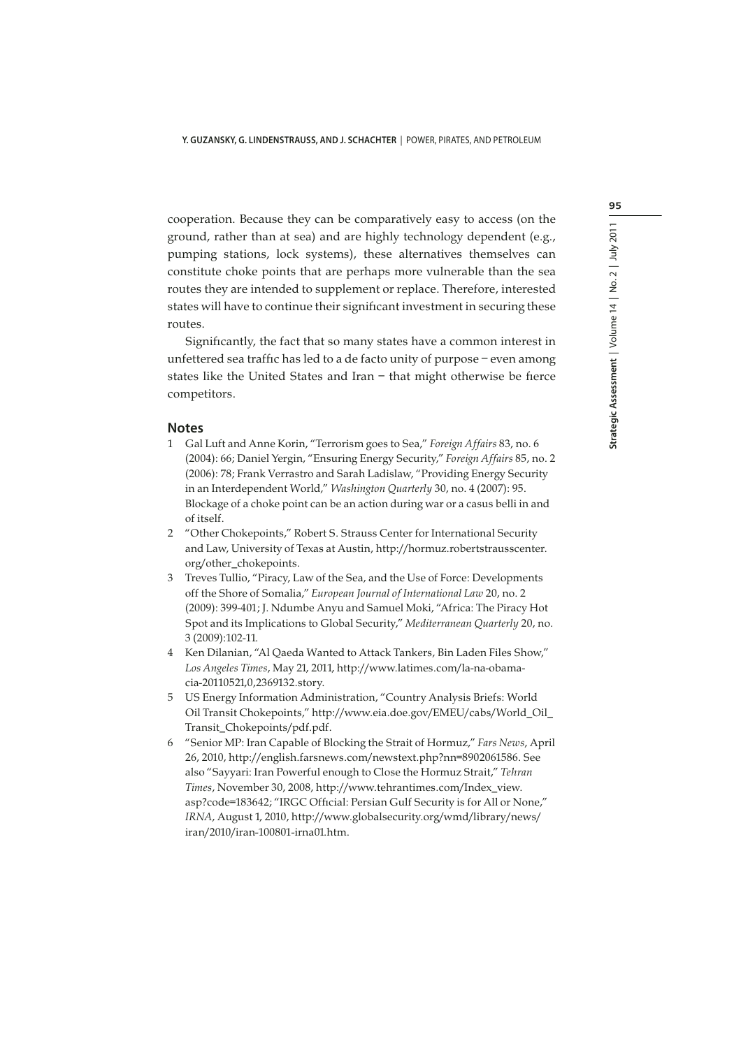cooperation. Because they can be comparatively easy to access (on the ground, rather than at sea) and are highly technology dependent (e.g., pumping stations, lock systems), these alternatives themselves can constitute choke points that are perhaps more vulnerable than the sea routes they are intended to supplement or replace. Therefore, interested states will have to continue their significant investment in securing these routes.

Significantly, the fact that so many states have a common interest in unfettered sea traffic has led to a de facto unity of purpose – even among states like the United States and Iran – that might otherwise be fierce competitors.

## Notes

1. Gal Luft and Anne Korin, "Terrorism goes to Sea," *Foreign Affairs* 83, no. 6 (2004): 66; Daniel Yergin, "Ensuring Energy Security," *Foreign Affairs* 85, no. 2 (2006): 78; Frank Verrastro and Sarah Ladislaw, "Providing Energy Security in an Interdependent World," *Washington Quarterly* 30, no. 4 (2007): 95. Blockage of a choke point can be an action during war or a casus belli in and of itself.
2. "Other Chokepoints," Robert S. Strauss Center for International Security and Law, University of Texas at Austin, http://hormuz.robertstrausscenter.org/other_chokepoints.
3. Treves Tullio, "Piracy, Law of the Sea, and the Use of Force: Developments off the Shore of Somalia," *European Journal of International Law* 20, no. 2 (2009): 399-401; J. Ndumbe Anyu and Samuel Moki, "Africa: The Piracy Hot Spot and its Implications to Global Security," *Mediterranean Quarterly* 20, no. 3 (2009):102-11.
4. Ken Dilanian, "Al Qaeda Wanted to Attack Tankers, Bin Laden Files Show," *Los Angeles Times*, May 21, 2011, http://www.latimes.com/la-na-obama-cia-20110521,0,2369132.story.
5. US Energy Information Administration, "Country Analysis Briefs: World Oil Transit Chokepoints," http://www.eia.doe.gov/EMEU/cabs/World_Oil_Transit_Chokepoints/pdf.pdf.
6. "Senior MP: Iran Capable of Blocking the Strait of Hormuz," *Fars News*, April 26, 2010, http://english.farsnews.com/newstext.php?nn=8902061586. See also "Sayyari: Iran Powerful enough to Close the Hormuz Strait," *Tehran Times*, November 30, 2008, http://www.tehrantimes.com/Index_view.asp?code=183642; "IRGC Official: Persian Gulf Security is for All or None," *IRNA*, August 1, 2010, http://www.globalsecurity.org/wmd/library/news/iran/2010/iran-100801-irna01.htm.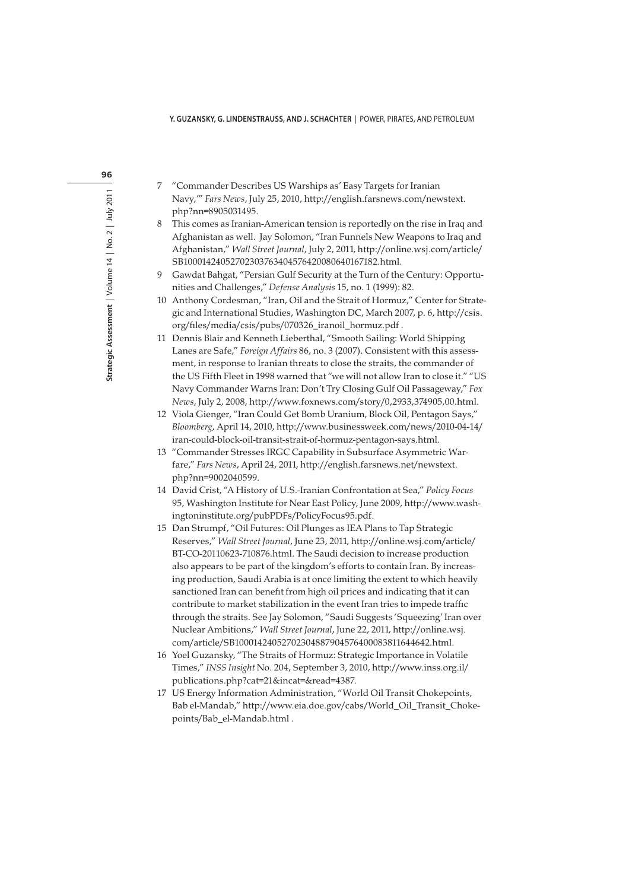7 "Commander Describes US Warships as' Easy Targets for Iranian Navy,'" *Fars News*, July 25, 2010, http://english.farsnews.com/newstext.php?nn=8905031495.

8 This comes as Iranian-American tension is reportedly on the rise in Iraq and Afghanistan as well. Jay Solomon, "Iran Funnels New Weapons to Iraq and Afghanistan," *Wall Street Journal*, July 2, 2011, http://online.wsj.com/article/SB10001424052702303763404576420080640167182.html.

9 Gawdat Bahgat, "Persian Gulf Security at the Turn of the Century: Opportunities and Challenges," *Defense Analysis* 15, no. 1 (1999): 82.

10 Anthony Cordesman, "Iran, Oil and the Strait of Hormuz," Center for Strategic and International Studies, Washington DC, March 2007, p. 6, http://csis.org/files/media/csis/pubs/070326_iranoil_hormuz.pdf .

11 Dennis Blair and Kenneth Lieberthal, "Smooth Sailing: World Shipping Lanes are Safe," *Foreign Affairs* 86, no. 3 (2007). Consistent with this assessment, in response to Iranian threats to close the straits, the commander of the US Fifth Fleet in 1998 warned that "we will not allow Iran to close it." "US Navy Commander Warns Iran: Don't Try Closing Gulf Oil Passageway," *Fox News*, July 2, 2008, http://www.foxnews.com/story/0,2933,374905,00.html.

12 Viola Gienger, "Iran Could Get Bomb Uranium, Block Oil, Pentagon Says," *Bloomberg*, April 14, 2010, http://www.businessweek.com/news/2010-04-14/iran-could-block-oil-transit-strait-of-hormuz-pentagon-says.html.

13 "Commander Stresses IRGC Capability in Subsurface Asymmetric Warfare," *Fars News*, April 24, 2011, http://english.farsnews.net/newstext.php?nn=9002040599.

14 David Crist, "A History of U.S.-Iranian Confrontation at Sea," *Policy Focus* 95, Washington Institute for Near East Policy, June 2009, http://www.washingtoninstitute.org/pubPDFs/PolicyFocus95.pdf.

15 Dan Strumpf, "Oil Futures: Oil Plunges as IEA Plans to Tap Strategic Reserves," *Wall Street Journal*, June 23, 2011, http://online.wsj.com/article/BT-CO-20110623-710876.html. The Saudi decision to increase production also appears to be part of the kingdom's efforts to contain Iran. By increasing production, Saudi Arabia is at once limiting the extent to which heavily sanctioned Iran can benefit from high oil prices and indicating that it can contribute to market stabilization in the event Iran tries to impede traffic through the straits. See Jay Solomon, "Saudi Suggests 'Squeezing' Iran over Nuclear Ambitions," *Wall Street Journal*, June 22, 2011, http://online.wsj.com/article/SB10001424052702304887904576400083811644642.html.

16 Yoel Guzansky, "The Straits of Hormuz: Strategic Importance in Volatile Times," *INSS Insight* No. 204, September 3, 2010, http://www.inss.org.il/publications.php?cat=21&incat=&read=4387.

17 US Energy Information Administration, "World Oil Transit Chokepoints, Bab el-Mandab," http://www.eia.doe.gov/cabs/World_Oil_Transit_Chokepoints/Bab_el-Mandab.html .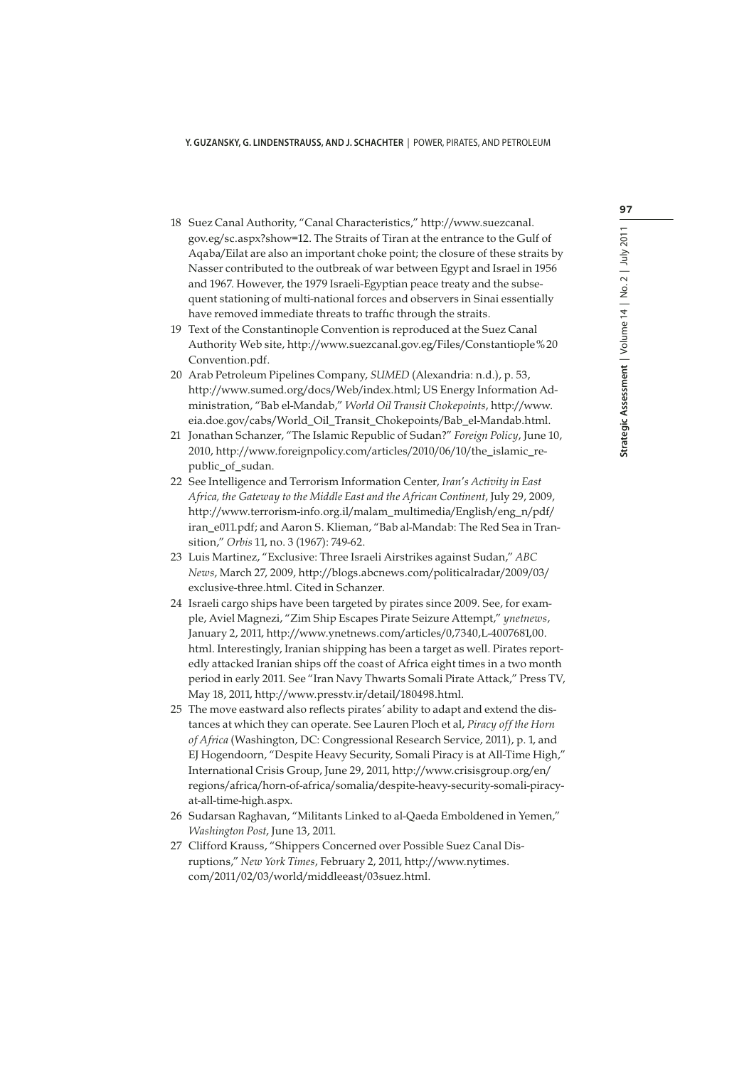18 Suez Canal Authority, "Canal Characteristics," http://www.suezcanal.gov.eg/sc.aspx?show=12. The Straits of Tiran at the entrance to the Gulf of Aqaba/Eilat are also an important choke point; the closure of these straits by Nasser contributed to the outbreak of war between Egypt and Israel in 1956 and 1967. However, the 1979 Israeli-Egyptian peace treaty and the subsequent stationing of multi-national forces and observers in Sinai essentially have removed immediate threats to traffic through the straits.

19 Text of the Constantinople Convention is reproduced at the Suez Canal Authority Web site, http://www.suezcanal.gov.eg/Files/Constantiople%20Convention.pdf.

20 Arab Petroleum Pipelines Company, *SUMED* (Alexandria: n.d.), p. 53, http://www.sumed.org/docs/Web/index.html; US Energy Information Administration, "Bab el-Mandab," *World Oil Transit Chokepoints*, http://www.eia.doe.gov/cabs/World_Oil_Transit_Chokepoints/Bab_el-Mandab.html.

21 Jonathan Schanzer, "The Islamic Republic of Sudan?" *Foreign Policy*, June 10, 2010, http://www.foreignpolicy.com/articles/2010/06/10/the_islamic_republic_of_sudan.

22 See Intelligence and Terrorism Information Center, *Iran's Activity in East Africa, the Gateway to the Middle East and the African Continent*, July 29, 2009, http://www.terrorism-info.org.il/malam_multimedia/English/eng_n/pdf/iran_e011.pdf; and Aaron S. Klieman, "Bab al-Mandab: The Red Sea in Transition," *Orbis* 11, no. 3 (1967): 749-62.

23 Luis Martinez, "Exclusive: Three Israeli Airstrikes against Sudan," *ABC News*, March 27, 2009, http://blogs.abcnews.com/politicalradar/2009/03/exclusive-three.html. Cited in Schanzer.

24 Israeli cargo ships have been targeted by pirates since 2009. See, for example, Aviel Magnezi, "Zim Ship Escapes Pirate Seizure Attempt," *ynetnews*, January 2, 2011, http://www.ynetnews.com/articles/0,7340,L-4007681,00.html. Interestingly, Iranian shipping has been a target as well. Pirates reportedly attacked Iranian ships off the coast of Africa eight times in a two month period in early 2011. See "Iran Navy Thwarts Somali Pirate Attack," Press TV, May 18, 2011, http://www.presstv.ir/detail/180498.html.

25 The move eastward also reflects pirates' ability to adapt and extend the distances at which they can operate. See Lauren Ploch et al, *Piracy off the Horn of Africa* (Washington, DC: Congressional Research Service, 2011), p. 1, and EJ Hogendoorn, "Despite Heavy Security, Somali Piracy is at All-Time High," International Crisis Group, June 29, 2011, http://www.crisisgroup.org/en/regions/africa/horn-of-africa/somalia/despite-heavy-security-somali-piracy-at-all-time-high.aspx.

26 Sudarsan Raghavan, "Militants Linked to al-Qaeda Emboldened in Yemen," *Washington Post*, June 13, 2011.

27 Clifford Krauss, "Shippers Concerned over Possible Suez Canal Disruptions," *New York Times*, February 2, 2011, http://www.nytimes.com/2011/02/03/world/middleeast/03suez.html.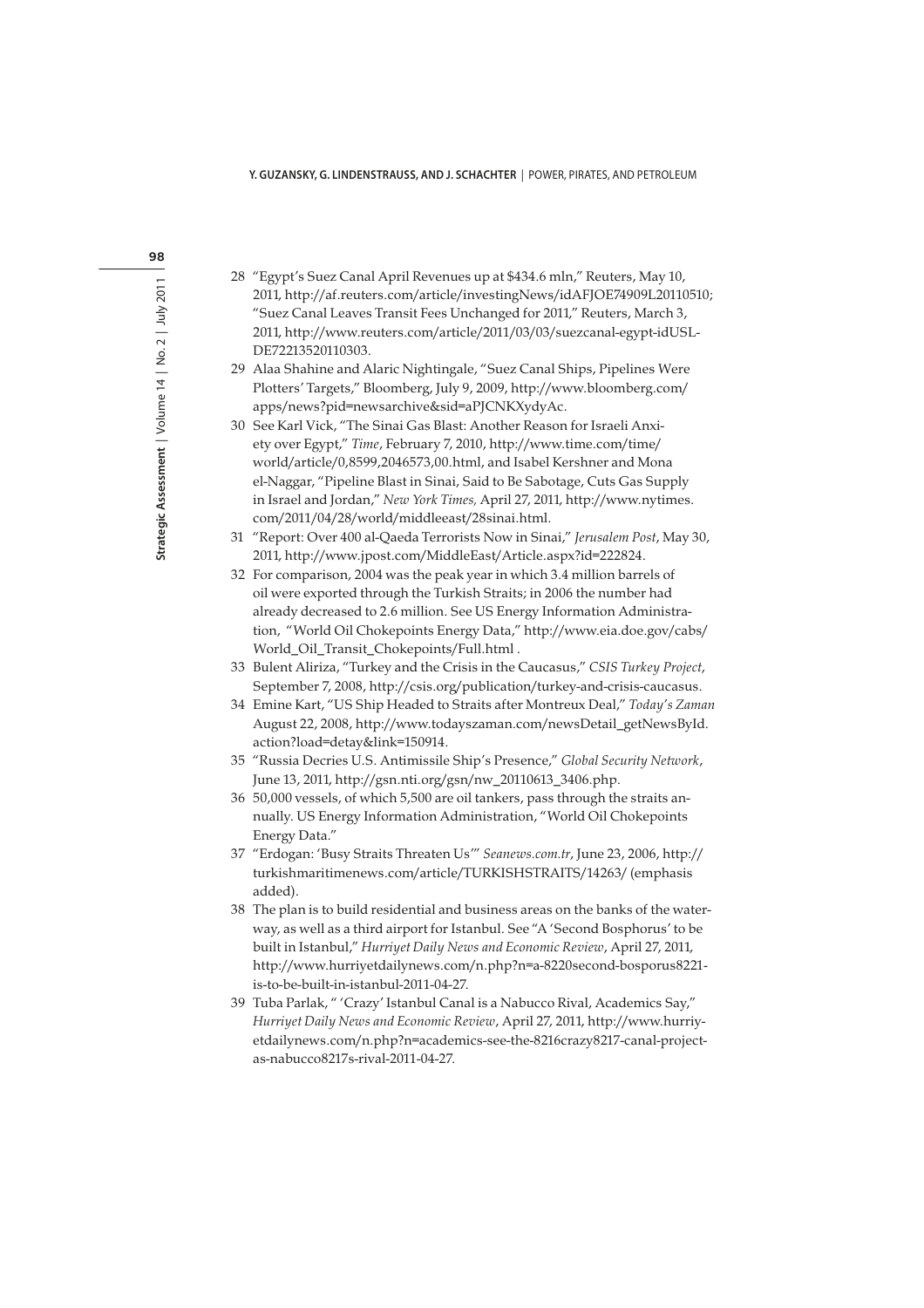28 "Egypt's Suez Canal April Revenues up at $434.6 mln," Reuters, May 10, 2011, http://af.reuters.com/article/investingNews/idAFJOE74909L20110510; "Suez Canal Leaves Transit Fees Unchanged for 2011," Reuters, March 3, 2011, http://www.reuters.com/article/2011/03/03/suezcanal-egypt-idUSLDE72213520110303.

29 Alaa Shahine and Alaric Nightingale, "Suez Canal Ships, Pipelines Were Plotters' Targets," Bloomberg, July 9, 2009, http://www.bloomberg.com/apps/news?pid=newsarchive&sid=aPJCNKXydyAc.

30 See Karl Vick, "The Sinai Gas Blast: Another Reason for Israeli Anxiety over Egypt," *Time*, February 7, 2010, http://www.time.com/time/world/article/0,8599,2046573,00.html, and Isabel Kershner and Mona el-Naggar, "Pipeline Blast in Sinai, Said to Be Sabotage, Cuts Gas Supply in Israel and Jordan," *New York Times,* April 27, 2011, http://www.nytimes.com/2011/04/28/world/middleeast/28sinai.html.

31 "Report: Over 400 al-Qaeda Terrorists Now in Sinai," *Jerusalem Post*, May 30, 2011, http://www.jpost.com/MiddleEast/Article.aspx?id=222824.

32 For comparison, 2004 was the peak year in which 3.4 million barrels of oil were exported through the Turkish Straits; in 2006 the number had already decreased to 2.6 million. See US Energy Information Administration, "World Oil Chokepoints Energy Data," http://www.eia.doe.gov/cabs/World_Oil_Transit_Chokepoints/Full.html .

33 Bulent Aliriza, "Turkey and the Crisis in the Caucasus," *CSIS Turkey Project*, September 7, 2008, http://csis.org/publication/turkey-and-crisis-caucasus.

34 Emine Kart, "US Ship Headed to Straits after Montreux Deal," *Today's Zaman* August 22, 2008, http://www.todayszaman.com/newsDetail_getNewsById.action?load=detay&link=150914.

35 "Russia Decries U.S. Antimissile Ship's Presence," *Global Security Network*, June 13, 2011, http://gsn.nti.org/gsn/nw_20110613_3406.php.

36 50,000 vessels, of which 5,500 are oil tankers, pass through the straits annually. US Energy Information Administration, "World Oil Chokepoints Energy Data."

37 "Erdogan: 'Busy Straits Threaten Us'" *Seanews.com.tr*, June 23, 2006, http://turkishmaritimenews.com/article/TURKISHSTRAITS/14263/ (emphasis added).

38 The plan is to build residential and business areas on the banks of the waterway, as well as a third airport for Istanbul. See "A 'Second Bosphorus' to be built in Istanbul," *Hurriyet Daily News and Economic Review*, April 27, 2011, http://www.hurriyetdailynews.com/n.php?n=a-8220second-bosporus8221-is-to-be-built-in-istanbul-2011-04-27.

39 Tuba Parlak, " 'Crazy' Istanbul Canal is a Nabucco Rival, Academics Say," *Hurriyet Daily News and Economic Review*, April 27, 2011, http://www.hurriyetdailynews.com/n.php?n=academics-see-the-8216crazy8217-canal-project-as-nabucco8217s-rival-2011-04-27.